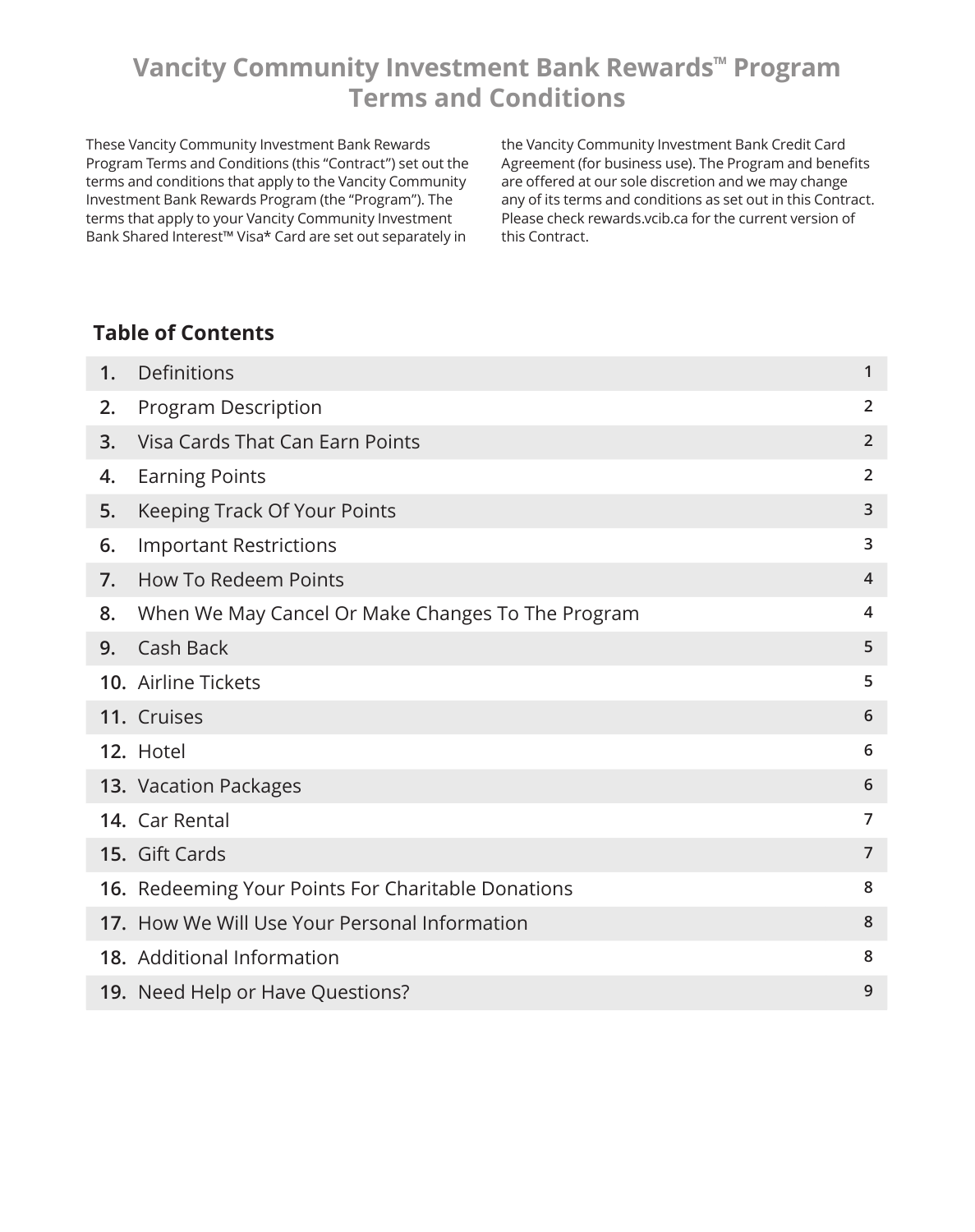# Vancity Community Investment Bank Rewards™ Program Terms and Conditions

These Vancity Community Investment Bank Rewards Program Terms and Conditions (this "Contract") set out the terms and conditions that apply to the Vancity Community Investment Bank Rewards Program (the "Program"). The terms that apply to your Vancity Community Investment Bank Shared Interest™ Visa* Card are set out separately in the Vancity Community Investment Bank Credit Card Agreement (for business use). The Program and benefits are offered at our sole discretion and we may change any of its terms and conditions as set out in this Contract. Please check rewards.vcib.ca for the current version of this Contract.

## Table of Contents

| | Section | Page |
|---|---|---|
| **1.** | Definitions | 1 |
| **2.** | Program Description | 2 |
| **3.** | Visa Cards That Can Earn Points | 2 |
| **4.** | Earning Points | 2 |
| **5.** | Keeping Track Of Your Points | 3 |
| **6.** | Important Restrictions | 3 |
| **7.** | How To Redeem Points | 4 |
| **8.** | When We May Cancel Or Make Changes To The Program | 4 |
| **9.** | Cash Back | 5 |
| **10.** | Airline Tickets | 5 |
| **11.** | Cruises | 6 |
| **12.** | Hotel | 6 |
| **13.** | Vacation Packages | 6 |
| **14.** | Car Rental | 7 |
| **15.** | Gift Cards | 7 |
| **16.** | Redeeming Your Points For Charitable Donations | 8 |
| **17.** | How We Will Use Your Personal Information | 8 |
| **18.** | Additional Information | 8 |
| **19.** | Need Help or Have Questions? | 9 |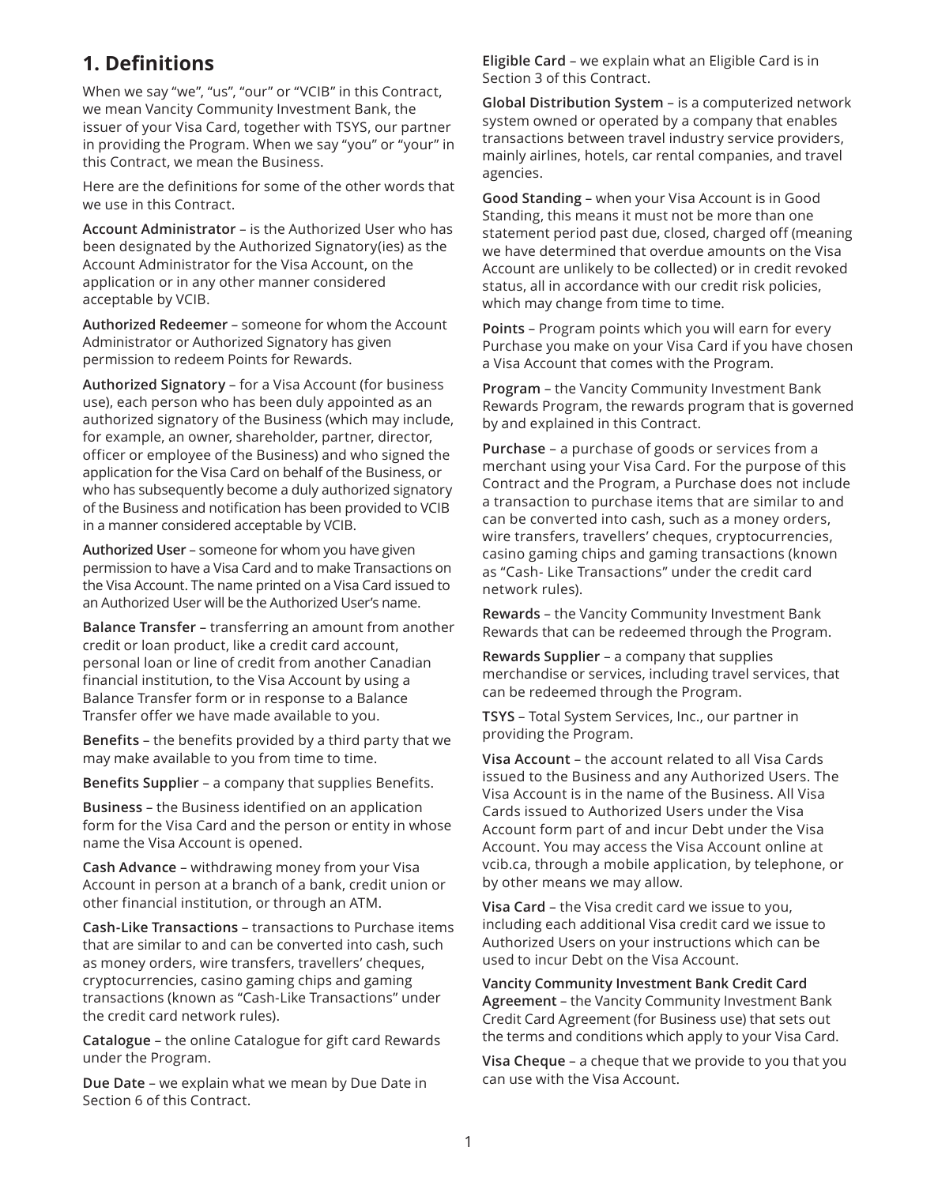## 1. Definitions

When we say "we", "us", "our" or "VCIB" in this Contract, we mean Vancity Community Investment Bank, the issuer of your Visa Card, together with TSYS, our partner in providing the Program. When we say "you" or "your" in this Contract, we mean the Business.

Here are the definitions for some of the other words that we use in this Contract.

**Account Administrator** – is the Authorized User who has been designated by the Authorized Signatory(ies) as the Account Administrator for the Visa Account, on the application or in any other manner considered acceptable by VCIB.

**Authorized Redeemer** – someone for whom the Account Administrator or Authorized Signatory has given permission to redeem Points for Rewards.

**Authorized Signatory** – for a Visa Account (for business use), each person who has been duly appointed as an authorized signatory of the Business (which may include, for example, an owner, shareholder, partner, director, officer or employee of the Business) and who signed the application for the Visa Card on behalf of the Business, or who has subsequently become a duly authorized signatory of the Business and notification has been provided to VCIB in a manner considered acceptable by VCIB.

**Authorized User** – someone for whom you have given permission to have a Visa Card and to make Transactions on the Visa Account. The name printed on a Visa Card issued to an Authorized User will be the Authorized User's name.

**Balance Transfer** – transferring an amount from another credit or loan product, like a credit card account, personal loan or line of credit from another Canadian financial institution, to the Visa Account by using a Balance Transfer form or in response to a Balance Transfer offer we have made available to you.

**Benefits** – the benefits provided by a third party that we may make available to you from time to time.

**Benefits Supplier** – a company that supplies Benefits.

**Business** – the Business identified on an application form for the Visa Card and the person or entity in whose name the Visa Account is opened.

**Cash Advance** – withdrawing money from your Visa Account in person at a branch of a bank, credit union or other financial institution, or through an ATM.

**Cash-Like Transactions** – transactions to Purchase items that are similar to and can be converted into cash, such as money orders, wire transfers, travellers' cheques, cryptocurrencies, casino gaming chips and gaming transactions (known as "Cash-Like Transactions" under the credit card network rules).

**Catalogue** – the online Catalogue for gift card Rewards under the Program.

**Due Date** – we explain what we mean by Due Date in Section 6 of this Contract.

**Eligible Card** – we explain what an Eligible Card is in Section 3 of this Contract.

**Global Distribution System** – is a computerized network system owned or operated by a company that enables transactions between travel industry service providers, mainly airlines, hotels, car rental companies, and travel agencies.

**Good Standing** – when your Visa Account is in Good Standing, this means it must not be more than one statement period past due, closed, charged off (meaning we have determined that overdue amounts on the Visa Account are unlikely to be collected) or in credit revoked status, all in accordance with our credit risk policies, which may change from time to time.

**Points** – Program points which you will earn for every Purchase you make on your Visa Card if you have chosen a Visa Account that comes with the Program.

**Program** – the Vancity Community Investment Bank Rewards Program, the rewards program that is governed by and explained in this Contract.

**Purchase** – a purchase of goods or services from a merchant using your Visa Card. For the purpose of this Contract and the Program, a Purchase does not include a transaction to purchase items that are similar to and can be converted into cash, such as a money orders, wire transfers, travellers' cheques, cryptocurrencies, casino gaming chips and gaming transactions (known as "Cash- Like Transactions" under the credit card network rules).

**Rewards** – the Vancity Community Investment Bank Rewards that can be redeemed through the Program.

**Rewards Supplier** – a company that supplies merchandise or services, including travel services, that can be redeemed through the Program.

**TSYS** – Total System Services, Inc., our partner in providing the Program.

**Visa Account** – the account related to all Visa Cards issued to the Business and any Authorized Users. The Visa Account is in the name of the Business. All Visa Cards issued to Authorized Users under the Visa Account form part of and incur Debt under the Visa Account. You may access the Visa Account online at vcib.ca, through a mobile application, by telephone, or by other means we may allow.

**Visa Card** – the Visa credit card we issue to you, including each additional Visa credit card we issue to Authorized Users on your instructions which can be used to incur Debt on the Visa Account.

**Vancity Community Investment Bank Credit Card Agreement** – the Vancity Community Investment Bank Credit Card Agreement (for Business use) that sets out the terms and conditions which apply to your Visa Card.

**Visa Cheque** – a cheque that we provide to you that you can use with the Visa Account.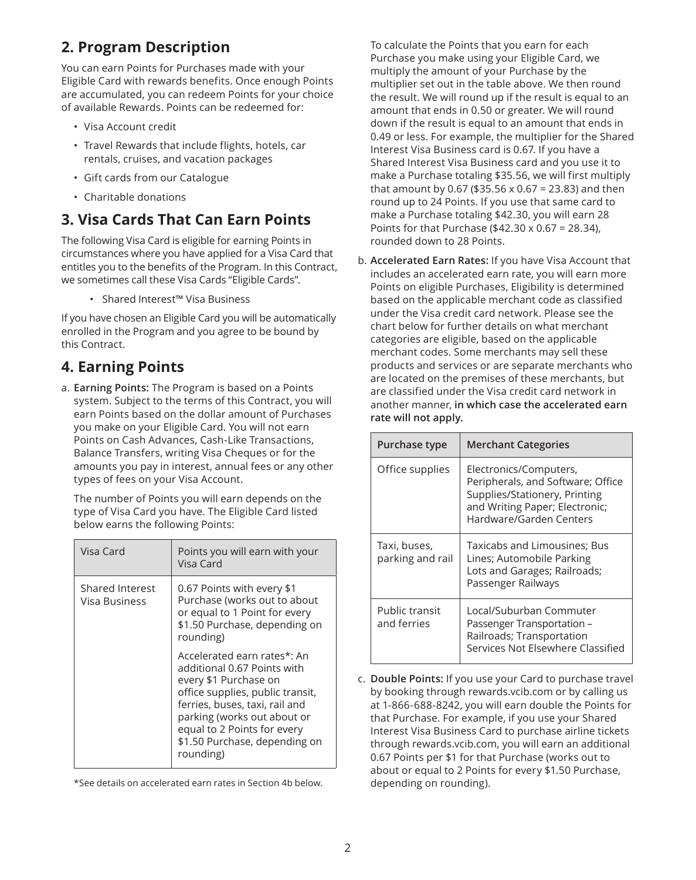## 2. Program Description

You can earn Points for Purchases made with your Eligible Card with rewards benefits. Once enough Points are accumulated, you can redeem Points for your choice of available Rewards. Points can be redeemed for:

- Visa Account credit
- Travel Rewards that include flights, hotels, car rentals, cruises, and vacation packages
- Gift cards from our Catalogue
- Charitable donations

## 3. Visa Cards That Can Earn Points

The following Visa Card is eligible for earning Points in circumstances where you have applied for a Visa Card that entitles you to the benefits of the Program. In this Contract, we sometimes call these Visa Cards "Eligible Cards".

- Shared Interest™ Visa Business

If you have chosen an Eligible Card you will be automatically enrolled in the Program and you agree to be bound by this Contract.

## 4. Earning Points

a. **Earning Points:** The Program is based on a Points system. Subject to the terms of this Contract, you will earn Points based on the dollar amount of Purchases you make on your Eligible Card. You will not earn Points on Cash Advances, Cash-Like Transactions, Balance Transfers, writing Visa Cheques or for the amounts you pay in interest, annual fees or any other types of fees on your Visa Account.

   The number of Points you will earn depends on the type of Visa Card you have. The Eligible Card listed below earns the following Points:

| Visa Card | Points you will earn with your Visa Card |
|---|---|
| Shared Interest Visa Business | 0.67 Points with every $1 Purchase (works out to about or equal to 1 Point for every $1.50 Purchase, depending on rounding) |
| | Accelerated earn rates*: An additional 0.67 Points with every $1 Purchase on office supplies, public transit, ferries, buses, taxi, rail and parking (works out about or equal to 2 Points for every $1.50 Purchase, depending on rounding) |

*See details on accelerated earn rates in Section 4b below.

   To calculate the Points that you earn for each Purchase you make using your Eligible Card, we multiply the amount of your Purchase by the multiplier set out in the table above. We then round the result. We will round up if the result is equal to an amount that ends in 0.50 or greater. We will round down if the result is equal to an amount that ends in 0.49 or less. For example, the multiplier for the Shared Interest Visa Business card is 0.67. If you have a Shared Interest Visa Business card and you use it to make a Purchase totaling $35.56, we will first multiply that amount by 0.67 ($35.56 x 0.67 = 23.83) and then round up to 24 Points. If you use that same card to make a Purchase totaling $42.30, you will earn 28 Points for that Purchase ($42.30 x 0.67 = 28.34), rounded down to 28 Points.

b. **Accelerated Earn Rates:** If you have Visa Account that includes an accelerated earn rate, you will earn more Points on eligible Purchases, Eligibility is determined based on the applicable merchant code as classified under the Visa credit card network. Please see the chart below for further details on what merchant categories are eligible, based on the applicable merchant codes. Some merchants may sell these products and services or are separate merchants who are located on the premises of these merchants, but are classified under the Visa credit card network in another manner, **in which case the accelerated earn rate will not apply.**

| Purchase type | Merchant Categories |
|---|---|
| Office supplies | Electronics/Computers, Peripherals, and Software; Office Supplies/Stationery, Printing and Writing Paper; Electronic; Hardware/Garden Centers |
| Taxi, buses, parking and rail | Taxicabs and Limousines; Bus Lines; Automobile Parking Lots and Garages; Railroads; Passenger Railways |
| Public transit and ferries | Local/Suburban Commuter Passenger Transportation – Railroads; Transportation Services Not Elsewhere Classified |

c. **Double Points:** If you use your Card to purchase travel by booking through rewards.vcib.com or by calling us at 1-866-688-8242, you will earn double the Points for that Purchase. For example, if you use your Shared Interest Visa Business Card to purchase airline tickets through rewards.vcib.com, you will earn an additional 0.67 Points per $1 for that Purchase (works out to about or equal to 2 Points for every $1.50 Purchase, depending on rounding).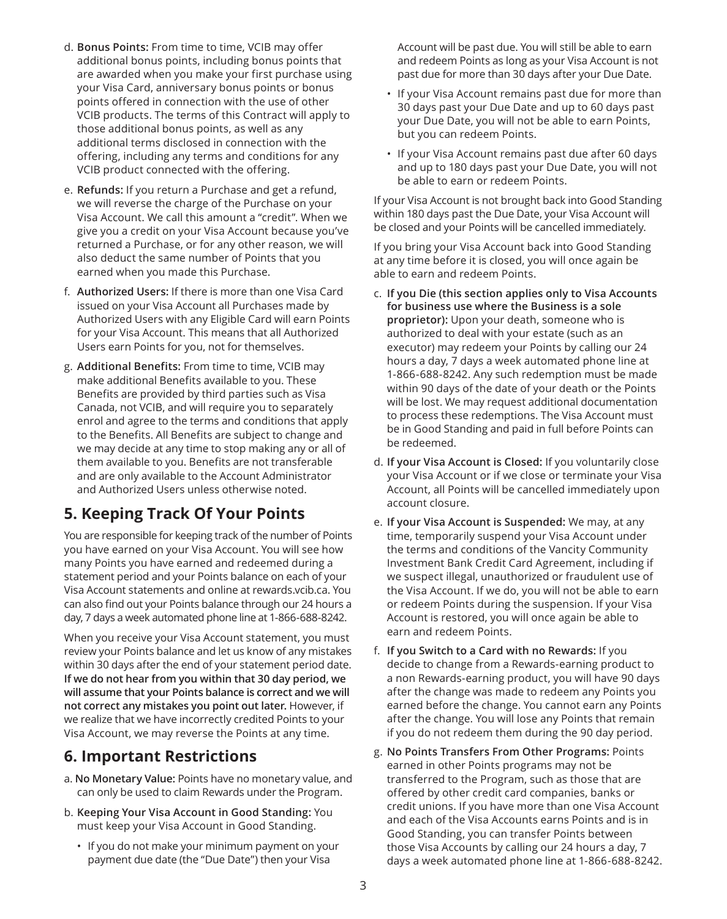d. **Bonus Points:** From time to time, VCIB may offer additional bonus points, including bonus points that are awarded when you make your first purchase using your Visa Card, anniversary bonus points or bonus points offered in connection with the use of other VCIB products. The terms of this Contract will apply to those additional bonus points, as well as any additional terms disclosed in connection with the offering, including any terms and conditions for any VCIB product connected with the offering.

e. **Refunds:** If you return a Purchase and get a refund, we will reverse the charge of the Purchase on your Visa Account. We call this amount a "credit". When we give you a credit on your Visa Account because you've returned a Purchase, or for any other reason, we will also deduct the same number of Points that you earned when you made this Purchase.

f. **Authorized Users:** If there is more than one Visa Card issued on your Visa Account all Purchases made by Authorized Users with any Eligible Card will earn Points for your Visa Account. This means that all Authorized Users earn Points for you, not for themselves.

g. **Additional Benefits:** From time to time, VCIB may make additional Benefits available to you. These Benefits are provided by third parties such as Visa Canada, not VCIB, and will require you to separately enrol and agree to the terms and conditions that apply to the Benefits. All Benefits are subject to change and we may decide at any time to stop making any or all of them available to you. Benefits are not transferable and are only available to the Account Administrator and Authorized Users unless otherwise noted.

## 5. Keeping Track Of Your Points

You are responsible for keeping track of the number of Points you have earned on your Visa Account. You will see how many Points you have earned and redeemed during a statement period and your Points balance on each of your Visa Account statements and online at rewards.vcib.ca. You can also find out your Points balance through our 24 hours a day, 7 days a week automated phone line at 1-866-688-8242.

When you receive your Visa Account statement, you must review your Points balance and let us know of any mistakes within 30 days after the end of your statement period date. **If we do not hear from you within that 30 day period, we will assume that your Points balance is correct and we will not correct any mistakes you point out later.** However, if we realize that we have incorrectly credited Points to your Visa Account, we may reverse the Points at any time.

## 6. Important Restrictions

a. **No Monetary Value:** Points have no monetary value, and can only be used to claim Rewards under the Program.

b. **Keeping Your Visa Account in Good Standing:** You must keep your Visa Account in Good Standing.

- If you do not make your minimum payment on your payment due date (the "Due Date") then your Visa Account will be past due. You will still be able to earn and redeem Points as long as your Visa Account is not past due for more than 30 days after your Due Date.
- If your Visa Account remains past due for more than 30 days past your Due Date and up to 60 days past your Due Date, you will not be able to earn Points, but you can redeem Points.
- If your Visa Account remains past due after 60 days and up to 180 days past your Due Date, you will not be able to earn or redeem Points.

If your Visa Account is not brought back into Good Standing within 180 days past the Due Date, your Visa Account will be closed and your Points will be cancelled immediately.

If you bring your Visa Account back into Good Standing at any time before it is closed, you will once again be able to earn and redeem Points.

c. **If you Die (this section applies only to Visa Accounts for business use where the Business is a sole proprietor):** Upon your death, someone who is authorized to deal with your estate (such as an executor) may redeem your Points by calling our 24 hours a day, 7 days a week automated phone line at 1-866-688-8242. Any such redemption must be made within 90 days of the date of your death or the Points will be lost. We may request additional documentation to process these redemptions. The Visa Account must be in Good Standing and paid in full before Points can be redeemed.

d. **If your Visa Account is Closed:** If you voluntarily close your Visa Account or if we close or terminate your Visa Account, all Points will be cancelled immediately upon account closure.

e. **If your Visa Account is Suspended:** We may, at any time, temporarily suspend your Visa Account under the terms and conditions of the Vancity Community Investment Bank Credit Card Agreement, including if we suspect illegal, unauthorized or fraudulent use of the Visa Account. If we do, you will not be able to earn or redeem Points during the suspension. If your Visa Account is restored, you will once again be able to earn and redeem Points.

f. **If you Switch to a Card with no Rewards:** If you decide to change from a Rewards-earning product to a non Rewards-earning product, you will have 90 days after the change was made to redeem any Points you earned before the change. You cannot earn any Points after the change. You will lose any Points that remain if you do not redeem them during the 90 day period.

g. **No Points Transfers From Other Programs:** Points earned in other Points programs may not be transferred to the Program, such as those that are offered by other credit card companies, banks or credit unions. If you have more than one Visa Account and each of the Visa Accounts earns Points and is in Good Standing, you can transfer Points between those Visa Accounts by calling our 24 hours a day, 7 days a week automated phone line at 1-866-688-8242.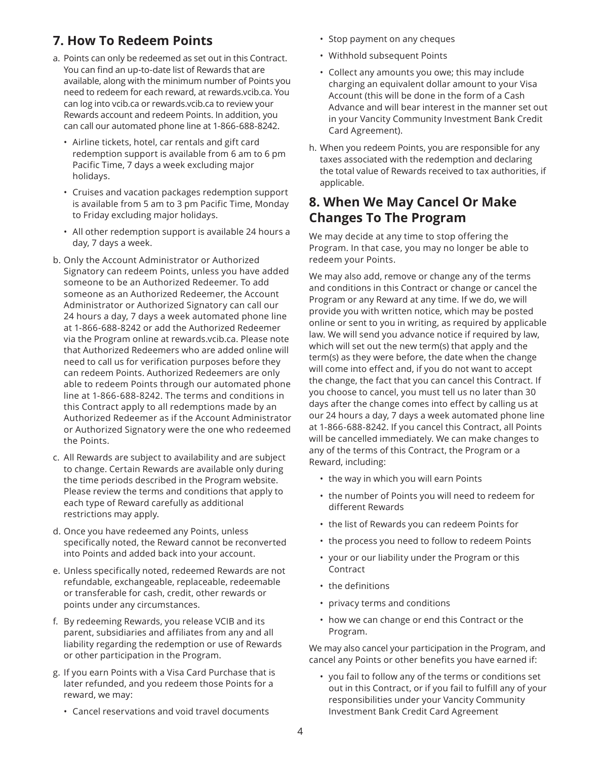## 7. How To Redeem Points

a. Points can only be redeemed as set out in this Contract. You can find an up-to-date list of Rewards that are available, along with the minimum number of Points you need to redeem for each reward, at rewards.vcib.ca. You can log into vcib.ca or rewards.vcib.ca to review your Rewards account and redeem Points. In addition, you can call our automated phone line at 1-866-688-8242.

   - Airline tickets, hotel, car rentals and gift card redemption support is available from 6 am to 6 pm Pacific Time, 7 days a week excluding major holidays.
   - Cruises and vacation packages redemption support is available from 5 am to 3 pm Pacific Time, Monday to Friday excluding major holidays.
   - All other redemption support is available 24 hours a day, 7 days a week.

b. Only the Account Administrator or Authorized Signatory can redeem Points, unless you have added someone to be an Authorized Redeemer. To add someone as an Authorized Redeemer, the Account Administrator or Authorized Signatory can call our 24 hours a day, 7 days a week automated phone line at 1-866-688-8242 or add the Authorized Redeemer via the Program online at rewards.vcib.ca. Please note that Authorized Redeemers who are added online will need to call us for verification purposes before they can redeem Points. Authorized Redeemers are only able to redeem Points through our automated phone line at 1-866-688-8242. The terms and conditions in this Contract apply to all redemptions made by an Authorized Redeemer as if the Account Administrator or Authorized Signatory were the one who redeemed the Points.

c. All Rewards are subject to availability and are subject to change. Certain Rewards are available only during the time periods described in the Program website. Please review the terms and conditions that apply to each type of Reward carefully as additional restrictions may apply.

d. Once you have redeemed any Points, unless specifically noted, the Reward cannot be reconverted into Points and added back into your account.

e. Unless specifically noted, redeemed Rewards are not refundable, exchangeable, replaceable, redeemable or transferable for cash, credit, other rewards or points under any circumstances.

f. By redeeming Rewards, you release VCIB and its parent, subsidiaries and affiliates from any and all liability regarding the redemption or use of Rewards or other participation in the Program.

g. If you earn Points with a Visa Card Purchase that is later refunded, and you redeem those Points for a reward, we may:

   - Cancel reservations and void travel documents
   - Stop payment on any cheques
   - Withhold subsequent Points
   - Collect any amounts you owe; this may include charging an equivalent dollar amount to your Visa Account (this will be done in the form of a Cash Advance and will bear interest in the manner set out in your Vancity Community Investment Bank Credit Card Agreement).

h. When you redeem Points, you are responsible for any taxes associated with the redemption and declaring the total value of Rewards received to tax authorities, if applicable.

## 8. When We May Cancel Or Make Changes To The Program

We may decide at any time to stop offering the Program. In that case, you may no longer be able to redeem your Points.

We may also add, remove or change any of the terms and conditions in this Contract or change or cancel the Program or any Reward at any time. If we do, we will provide you with written notice, which may be posted online or sent to you in writing, as required by applicable law. We will send you advance notice if required by law, which will set out the new term(s) that apply and the term(s) as they were before, the date when the change will come into effect and, if you do not want to accept the change, the fact that you can cancel this Contract. If you choose to cancel, you must tell us no later than 30 days after the change comes into effect by calling us at our 24 hours a day, 7 days a week automated phone line at 1-866-688-8242. If you cancel this Contract, all Points will be cancelled immediately. We can make changes to any of the terms of this Contract, the Program or a Reward, including:

- the way in which you will earn Points
- the number of Points you will need to redeem for different Rewards
- the list of Rewards you can redeem Points for
- the process you need to follow to redeem Points
- your or our liability under the Program or this Contract
- the definitions
- privacy terms and conditions
- how we can change or end this Contract or the Program.

We may also cancel your participation in the Program, and cancel any Points or other benefits you have earned if:

- you fail to follow any of the terms or conditions set out in this Contract, or if you fail to fulfill any of your responsibilities under your Vancity Community Investment Bank Credit Card Agreement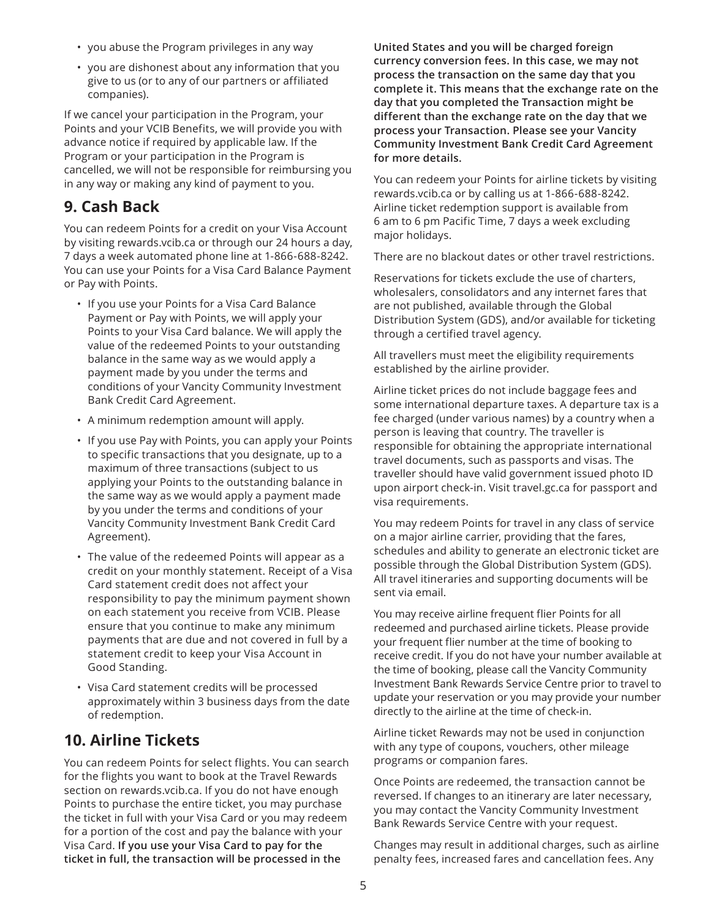- you abuse the Program privileges in any way
- you are dishonest about any information that you give to us (or to any of our partners or affiliated companies).

If we cancel your participation in the Program, your Points and your VCIB Benefits, we will provide you with advance notice if required by applicable law. If the Program or your participation in the Program is cancelled, we will not be responsible for reimbursing you in any way or making any kind of payment to you.

## 9. Cash Back

You can redeem Points for a credit on your Visa Account by visiting rewards.vcib.ca or through our 24 hours a day, 7 days a week automated phone line at 1-866-688-8242. You can use your Points for a Visa Card Balance Payment or Pay with Points.

- If you use your Points for a Visa Card Balance Payment or Pay with Points, we will apply your Points to your Visa Card balance. We will apply the value of the redeemed Points to your outstanding balance in the same way as we would apply a payment made by you under the terms and conditions of your Vancity Community Investment Bank Credit Card Agreement.
- A minimum redemption amount will apply.
- If you use Pay with Points, you can apply your Points to specific transactions that you designate, up to a maximum of three transactions (subject to us applying your Points to the outstanding balance in the same way as we would apply a payment made by you under the terms and conditions of your Vancity Community Investment Bank Credit Card Agreement).
- The value of the redeemed Points will appear as a credit on your monthly statement. Receipt of a Visa Card statement credit does not affect your responsibility to pay the minimum payment shown on each statement you receive from VCIB. Please ensure that you continue to make any minimum payments that are due and not covered in full by a statement credit to keep your Visa Account in Good Standing.
- Visa Card statement credits will be processed approximately within 3 business days from the date of redemption.

## 10. Airline Tickets

You can redeem Points for select flights. You can search for the flights you want to book at the Travel Rewards section on rewards.vcib.ca. If you do not have enough Points to purchase the entire ticket, you may purchase the ticket in full with your Visa Card or you may redeem for a portion of the cost and pay the balance with your Visa Card. **If you use your Visa Card to pay for the ticket in full, the transaction will be processed in the United States and you will be charged foreign currency conversion fees. In this case, we may not process the transaction on the same day that you complete it. This means that the exchange rate on the day that you completed the Transaction might be different than the exchange rate on the day that we process your Transaction. Please see your Vancity Community Investment Bank Credit Card Agreement for more details.**

You can redeem your Points for airline tickets by visiting rewards.vcib.ca or by calling us at 1-866-688-8242. Airline ticket redemption support is available from 6 am to 6 pm Pacific Time, 7 days a week excluding major holidays.

There are no blackout dates or other travel restrictions.

Reservations for tickets exclude the use of charters, wholesalers, consolidators and any internet fares that are not published, available through the Global Distribution System (GDS), and/or available for ticketing through a certified travel agency.

All travellers must meet the eligibility requirements established by the airline provider.

Airline ticket prices do not include baggage fees and some international departure taxes. A departure tax is a fee charged (under various names) by a country when a person is leaving that country. The traveller is responsible for obtaining the appropriate international travel documents, such as passports and visas. The traveller should have valid government issued photo ID upon airport check-in. Visit travel.gc.ca for passport and visa requirements.

You may redeem Points for travel in any class of service on a major airline carrier, providing that the fares, schedules and ability to generate an electronic ticket are possible through the Global Distribution System (GDS). All travel itineraries and supporting documents will be sent via email.

You may receive airline frequent flier Points for all redeemed and purchased airline tickets. Please provide your frequent flier number at the time of booking to receive credit. If you do not have your number available at the time of booking, please call the Vancity Community Investment Bank Rewards Service Centre prior to travel to update your reservation or you may provide your number directly to the airline at the time of check-in.

Airline ticket Rewards may not be used in conjunction with any type of coupons, vouchers, other mileage programs or companion fares.

Once Points are redeemed, the transaction cannot be reversed. If changes to an itinerary are later necessary, you may contact the Vancity Community Investment Bank Rewards Service Centre with your request.

Changes may result in additional charges, such as airline penalty fees, increased fares and cancellation fees. Any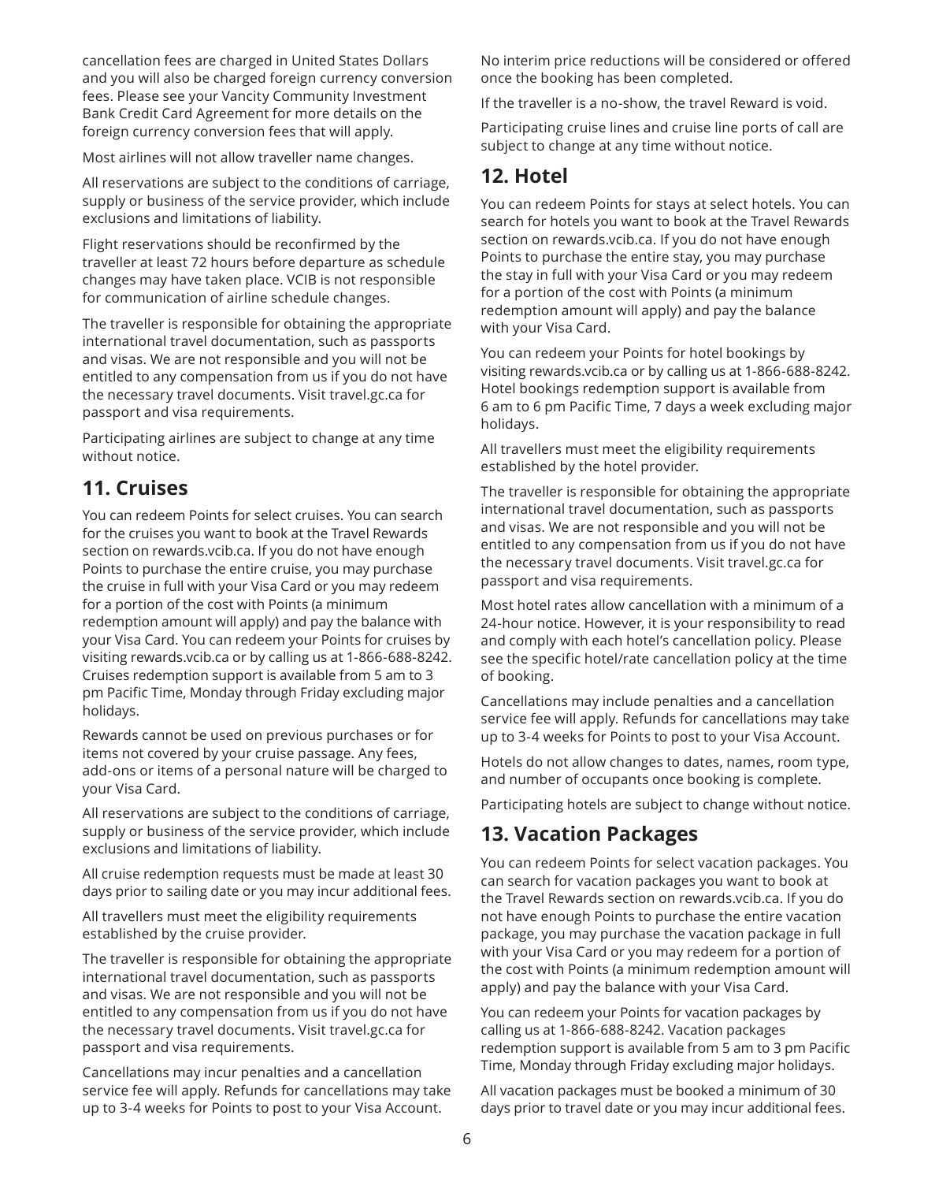cancellation fees are charged in United States Dollars and you will also be charged foreign currency conversion fees. Please see your Vancity Community Investment Bank Credit Card Agreement for more details on the foreign currency conversion fees that will apply.

Most airlines will not allow traveller name changes.

All reservations are subject to the conditions of carriage, supply or business of the service provider, which include exclusions and limitations of liability.

Flight reservations should be reconfirmed by the traveller at least 72 hours before departure as schedule changes may have taken place. VCIB is not responsible for communication of airline schedule changes.

The traveller is responsible for obtaining the appropriate international travel documentation, such as passports and visas. We are not responsible and you will not be entitled to any compensation from us if you do not have the necessary travel documents. Visit travel.gc.ca for passport and visa requirements.

Participating airlines are subject to change at any time without notice.

## 11. Cruises

You can redeem Points for select cruises. You can search for the cruises you want to book at the Travel Rewards section on rewards.vcib.ca. If you do not have enough Points to purchase the entire cruise, you may purchase the cruise in full with your Visa Card or you may redeem for a portion of the cost with Points (a minimum redemption amount will apply) and pay the balance with your Visa Card. You can redeem your Points for cruises by visiting rewards.vcib.ca or by calling us at 1-866-688-8242. Cruises redemption support is available from 5 am to 3 pm Pacific Time, Monday through Friday excluding major holidays.

Rewards cannot be used on previous purchases or for items not covered by your cruise passage. Any fees, add-ons or items of a personal nature will be charged to your Visa Card.

All reservations are subject to the conditions of carriage, supply or business of the service provider, which include exclusions and limitations of liability.

All cruise redemption requests must be made at least 30 days prior to sailing date or you may incur additional fees.

All travellers must meet the eligibility requirements established by the cruise provider.

The traveller is responsible for obtaining the appropriate international travel documentation, such as passports and visas. We are not responsible and you will not be entitled to any compensation from us if you do not have the necessary travel documents. Visit travel.gc.ca for passport and visa requirements.

Cancellations may incur penalties and a cancellation service fee will apply. Refunds for cancellations may take up to 3-4 weeks for Points to post to your Visa Account.

No interim price reductions will be considered or offered once the booking has been completed.

If the traveller is a no-show, the travel Reward is void.

Participating cruise lines and cruise line ports of call are subject to change at any time without notice.

## 12. Hotel

You can redeem Points for stays at select hotels. You can search for hotels you want to book at the Travel Rewards section on rewards.vcib.ca. If you do not have enough Points to purchase the entire stay, you may purchase the stay in full with your Visa Card or you may redeem for a portion of the cost with Points (a minimum redemption amount will apply) and pay the balance with your Visa Card.

You can redeem your Points for hotel bookings by visiting rewards.vcib.ca or by calling us at 1-866-688-8242. Hotel bookings redemption support is available from 6 am to 6 pm Pacific Time, 7 days a week excluding major holidays.

All travellers must meet the eligibility requirements established by the hotel provider.

The traveller is responsible for obtaining the appropriate international travel documentation, such as passports and visas. We are not responsible and you will not be entitled to any compensation from us if you do not have the necessary travel documents. Visit travel.gc.ca for passport and visa requirements.

Most hotel rates allow cancellation with a minimum of a 24-hour notice. However, it is your responsibility to read and comply with each hotel's cancellation policy. Please see the specific hotel/rate cancellation policy at the time of booking.

Cancellations may include penalties and a cancellation service fee will apply. Refunds for cancellations may take up to 3-4 weeks for Points to post to your Visa Account.

Hotels do not allow changes to dates, names, room type, and number of occupants once booking is complete.

Participating hotels are subject to change without notice.

## 13. Vacation Packages

You can redeem Points for select vacation packages. You can search for vacation packages you want to book at the Travel Rewards section on rewards.vcib.ca. If you do not have enough Points to purchase the entire vacation package, you may purchase the vacation package in full with your Visa Card or you may redeem for a portion of the cost with Points (a minimum redemption amount will apply) and pay the balance with your Visa Card.

You can redeem your Points for vacation packages by calling us at 1-866-688-8242. Vacation packages redemption support is available from 5 am to 3 pm Pacific Time, Monday through Friday excluding major holidays.

All vacation packages must be booked a minimum of 30 days prior to travel date or you may incur additional fees.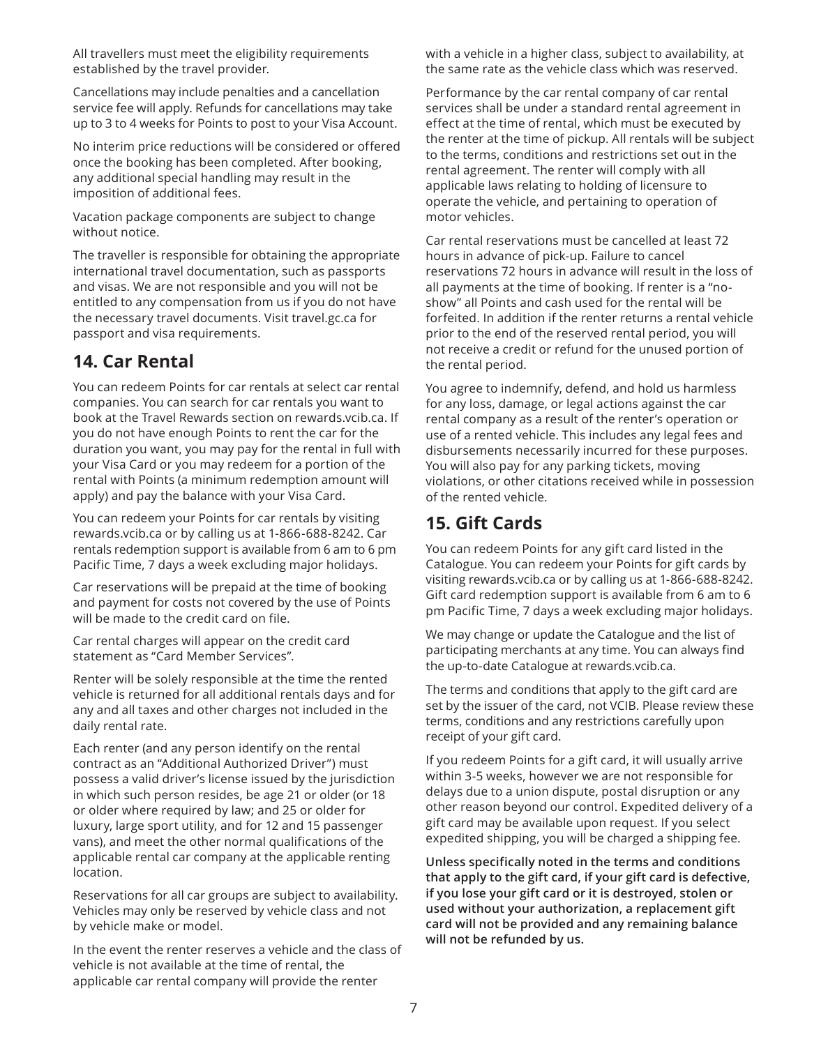All travellers must meet the eligibility requirements established by the travel provider.

Cancellations may include penalties and a cancellation service fee will apply. Refunds for cancellations may take up to 3 to 4 weeks for Points to post to your Visa Account.

No interim price reductions will be considered or offered once the booking has been completed. After booking, any additional special handling may result in the imposition of additional fees.

Vacation package components are subject to change without notice.

The traveller is responsible for obtaining the appropriate international travel documentation, such as passports and visas. We are not responsible and you will not be entitled to any compensation from us if you do not have the necessary travel documents. Visit travel.gc.ca for passport and visa requirements.

## 14. Car Rental

You can redeem Points for car rentals at select car rental companies. You can search for car rentals you want to book at the Travel Rewards section on rewards.vcib.ca. If you do not have enough Points to rent the car for the duration you want, you may pay for the rental in full with your Visa Card or you may redeem for a portion of the rental with Points (a minimum redemption amount will apply) and pay the balance with your Visa Card.

You can redeem your Points for car rentals by visiting rewards.vcib.ca or by calling us at 1-866-688-8242. Car rentals redemption support is available from 6 am to 6 pm Pacific Time, 7 days a week excluding major holidays.

Car reservations will be prepaid at the time of booking and payment for costs not covered by the use of Points will be made to the credit card on file.

Car rental charges will appear on the credit card statement as "Card Member Services".

Renter will be solely responsible at the time the rented vehicle is returned for all additional rentals days and for any and all taxes and other charges not included in the daily rental rate.

Each renter (and any person identify on the rental contract as an "Additional Authorized Driver") must possess a valid driver's license issued by the jurisdiction in which such person resides, be age 21 or older (or 18 or older where required by law; and 25 or older for luxury, large sport utility, and for 12 and 15 passenger vans), and meet the other normal qualifications of the applicable rental car company at the applicable renting location.

Reservations for all car groups are subject to availability. Vehicles may only be reserved by vehicle class and not by vehicle make or model.

In the event the renter reserves a vehicle and the class of vehicle is not available at the time of rental, the applicable car rental company will provide the renter with a vehicle in a higher class, subject to availability, at the same rate as the vehicle class which was reserved.

Performance by the car rental company of car rental services shall be under a standard rental agreement in effect at the time of rental, which must be executed by the renter at the time of pickup. All rentals will be subject to the terms, conditions and restrictions set out in the rental agreement. The renter will comply with all applicable laws relating to holding of licensure to operate the vehicle, and pertaining to operation of motor vehicles.

Car rental reservations must be cancelled at least 72 hours in advance of pick-up. Failure to cancel reservations 72 hours in advance will result in the loss of all payments at the time of booking. If renter is a "no-show" all Points and cash used for the rental will be forfeited. In addition if the renter returns a rental vehicle prior to the end of the reserved rental period, you will not receive a credit or refund for the unused portion of the rental period.

You agree to indemnify, defend, and hold us harmless for any loss, damage, or legal actions against the car rental company as a result of the renter's operation or use of a rented vehicle. This includes any legal fees and disbursements necessarily incurred for these purposes. You will also pay for any parking tickets, moving violations, or other citations received while in possession of the rented vehicle.

## 15. Gift Cards

You can redeem Points for any gift card listed in the Catalogue. You can redeem your Points for gift cards by visiting rewards.vcib.ca or by calling us at 1-866-688-8242. Gift card redemption support is available from 6 am to 6 pm Pacific Time, 7 days a week excluding major holidays.

We may change or update the Catalogue and the list of participating merchants at any time. You can always find the up-to-date Catalogue at rewards.vcib.ca.

The terms and conditions that apply to the gift card are set by the issuer of the card, not VCIB. Please review these terms, conditions and any restrictions carefully upon receipt of your gift card.

If you redeem Points for a gift card, it will usually arrive within 3-5 weeks, however we are not responsible for delays due to a union dispute, postal disruption or any other reason beyond our control. Expedited delivery of a gift card may be available upon request. If you select expedited shipping, you will be charged a shipping fee.

**Unless specifically noted in the terms and conditions that apply to the gift card, if your gift card is defective, if you lose your gift card or it is destroyed, stolen or used without your authorization, a replacement gift card will not be provided and any remaining balance will not be refunded by us.**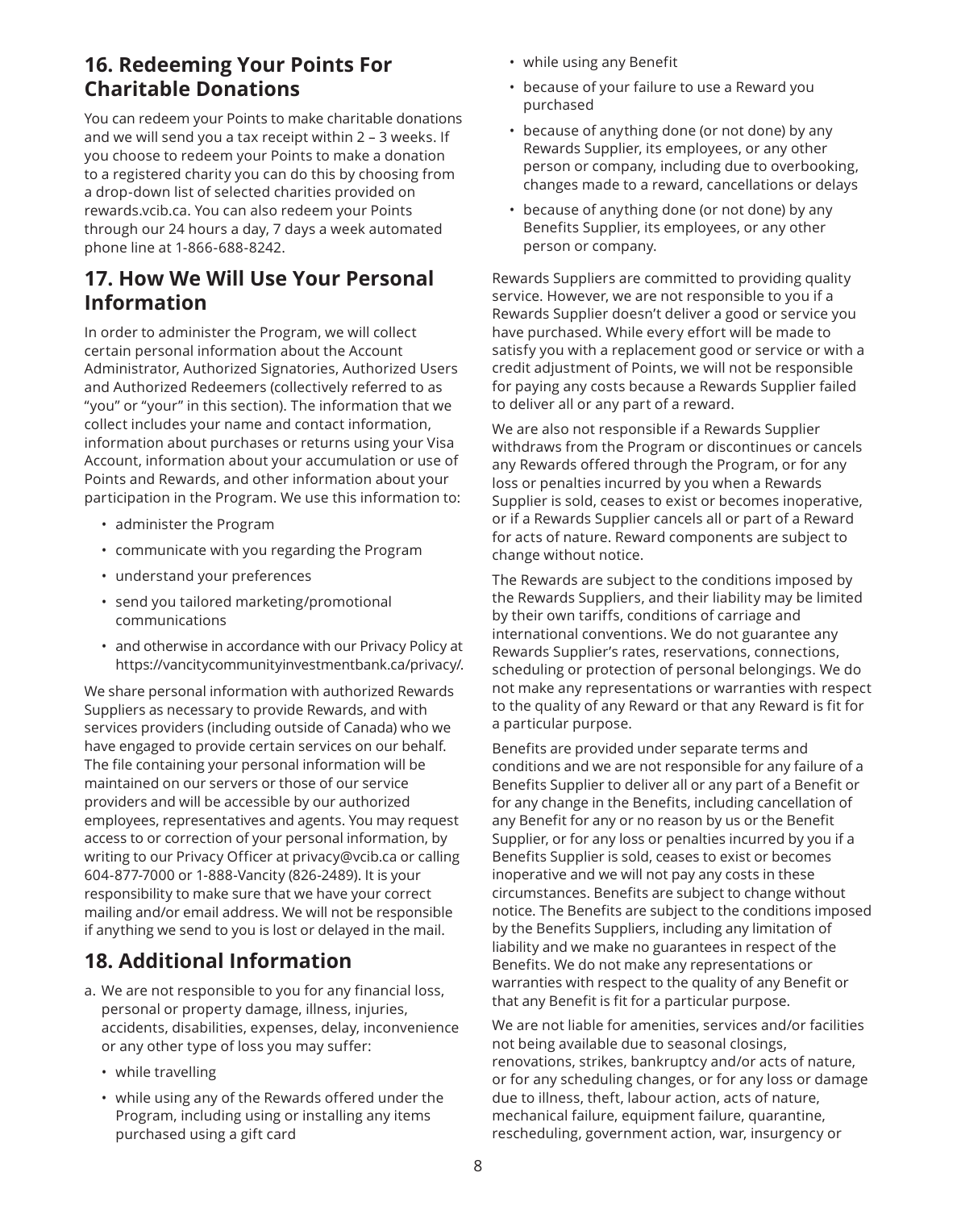## 16. Redeeming Your Points For Charitable Donations

You can redeem your Points to make charitable donations and we will send you a tax receipt within 2 – 3 weeks. If you choose to redeem your Points to make a donation to a registered charity you can do this by choosing from a drop-down list of selected charities provided on rewards.vcib.ca. You can also redeem your Points through our 24 hours a day, 7 days a week automated phone line at 1-866-688-8242.

## 17. How We Will Use Your Personal Information

In order to administer the Program, we will collect certain personal information about the Account Administrator, Authorized Signatories, Authorized Users and Authorized Redeemers (collectively referred to as "you" or "your" in this section). The information that we collect includes your name and contact information, information about purchases or returns using your Visa Account, information about your accumulation or use of Points and Rewards, and other information about your participation in the Program. We use this information to:

- administer the Program
- communicate with you regarding the Program
- understand your preferences
- send you tailored marketing/promotional communications
- and otherwise in accordance with our Privacy Policy at https://vancitycommunityinvestmentbank.ca/privacy/.

We share personal information with authorized Rewards Suppliers as necessary to provide Rewards, and with services providers (including outside of Canada) who we have engaged to provide certain services on our behalf. The file containing your personal information will be maintained on our servers or those of our service providers and will be accessible by our authorized employees, representatives and agents. You may request access to or correction of your personal information, by writing to our Privacy Officer at privacy@vcib.ca or calling 604-877-7000 or 1-888-Vancity (826-2489). It is your responsibility to make sure that we have your correct mailing and/or email address. We will not be responsible if anything we send to you is lost or delayed in the mail.

## 18. Additional Information

a. We are not responsible to you for any financial loss, personal or property damage, illness, injuries, accidents, disabilities, expenses, delay, inconvenience or any other type of loss you may suffer:

- while travelling
- while using any of the Rewards offered under the Program, including using or installing any items purchased using a gift card
- while using any Benefit
- because of your failure to use a Reward you purchased
- because of anything done (or not done) by any Rewards Supplier, its employees, or any other person or company, including due to overbooking, changes made to a reward, cancellations or delays
- because of anything done (or not done) by any Benefits Supplier, its employees, or any other person or company.

Rewards Suppliers are committed to providing quality service. However, we are not responsible to you if a Rewards Supplier doesn't deliver a good or service you have purchased. While every effort will be made to satisfy you with a replacement good or service or with a credit adjustment of Points, we will not be responsible for paying any costs because a Rewards Supplier failed to deliver all or any part of a reward.

We are also not responsible if a Rewards Supplier withdraws from the Program or discontinues or cancels any Rewards offered through the Program, or for any loss or penalties incurred by you when a Rewards Supplier is sold, ceases to exist or becomes inoperative, or if a Rewards Supplier cancels all or part of a Reward for acts of nature. Reward components are subject to change without notice.

The Rewards are subject to the conditions imposed by the Rewards Suppliers, and their liability may be limited by their own tariffs, conditions of carriage and international conventions. We do not guarantee any Rewards Supplier's rates, reservations, connections, scheduling or protection of personal belongings. We do not make any representations or warranties with respect to the quality of any Reward or that any Reward is fit for a particular purpose.

Benefits are provided under separate terms and conditions and we are not responsible for any failure of a Benefits Supplier to deliver all or any part of a Benefit or for any change in the Benefits, including cancellation of any Benefit for any or no reason by us or the Benefit Supplier, or for any loss or penalties incurred by you if a Benefits Supplier is sold, ceases to exist or becomes inoperative and we will not pay any costs in these circumstances. Benefits are subject to change without notice. The Benefits are subject to the conditions imposed by the Benefits Suppliers, including any limitation of liability and we make no guarantees in respect of the Benefits. We do not make any representations or warranties with respect to the quality of any Benefit or that any Benefit is fit for a particular purpose.

We are not liable for amenities, services and/or facilities not being available due to seasonal closings, renovations, strikes, bankruptcy and/or acts of nature, or for any scheduling changes, or for any loss or damage due to illness, theft, labour action, acts of nature, mechanical failure, equipment failure, quarantine, rescheduling, government action, war, insurgency or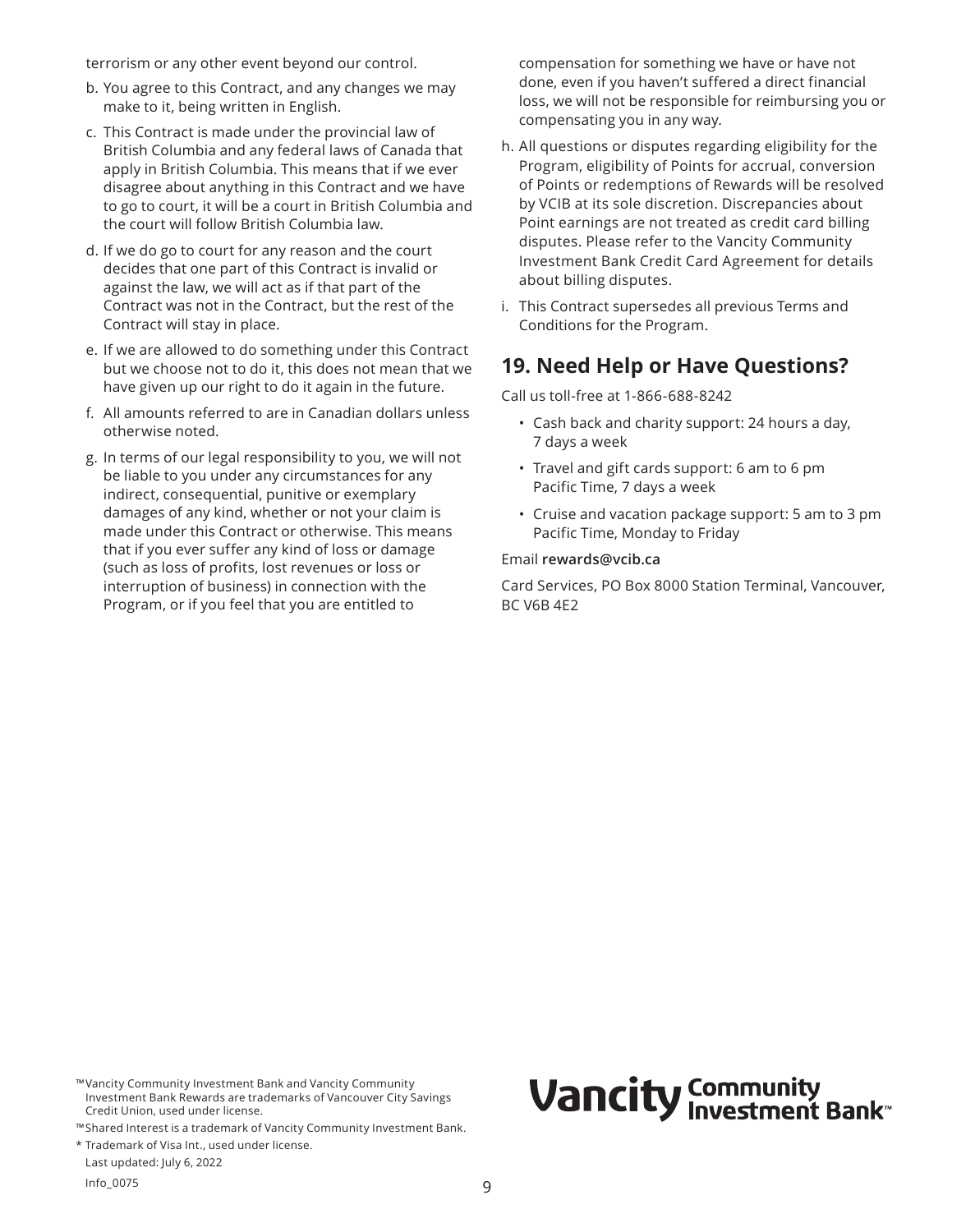terrorism or any other event beyond our control.

b. You agree to this Contract, and any changes we may make to it, being written in English.

c. This Contract is made under the provincial law of British Columbia and any federal laws of Canada that apply in British Columbia. This means that if we ever disagree about anything in this Contract and we have to go to court, it will be a court in British Columbia and the court will follow British Columbia law.

d. If we do go to court for any reason and the court decides that one part of this Contract is invalid or against the law, we will act as if that part of the Contract was not in the Contract, but the rest of the Contract will stay in place.

e. If we are allowed to do something under this Contract but we choose not to do it, this does not mean that we have given up our right to do it again in the future.

f. All amounts referred to are in Canadian dollars unless otherwise noted.

g. In terms of our legal responsibility to you, we will not be liable to you under any circumstances for any indirect, consequential, punitive or exemplary damages of any kind, whether or not your claim is made under this Contract or otherwise. This means that if you ever suffer any kind of loss or damage (such as loss of profits, lost revenues or loss or interruption of business) in connection with the Program, or if you feel that you are entitled to compensation for something we have or have not done, even if you haven't suffered a direct financial loss, we will not be responsible for reimbursing you or compensating you in any way.

h. All questions or disputes regarding eligibility for the Program, eligibility of Points for accrual, conversion of Points or redemptions of Rewards will be resolved by VCIB at its sole discretion. Discrepancies about Point earnings are not treated as credit card billing disputes. Please refer to the Vancity Community Investment Bank Credit Card Agreement for details about billing disputes.

i. This Contract supersedes all previous Terms and Conditions for the Program.

## 19. Need Help or Have Questions?

Call us toll-free at 1-866-688-8242

- Cash back and charity support: 24 hours a day, 7 days a week
- Travel and gift cards support: 6 am to 6 pm Pacific Time, 7 days a week
- Cruise and vacation package support: 5 am to 3 pm Pacific Time, Monday to Friday

Email **rewards@vcib.ca**

Card Services, PO Box 8000 Station Terminal, Vancouver, BC V6B 4E2

™ Vancity Community Investment Bank and Vancity Community Investment Bank Rewards are trademarks of Vancouver City Savings Credit Union, used under license.

™ Shared Interest is a trademark of Vancity Community Investment Bank.

* Trademark of Visa Int., used under license.

Last updated: July 6, 2022

Info_0075

Vancity Community Investment Bank™